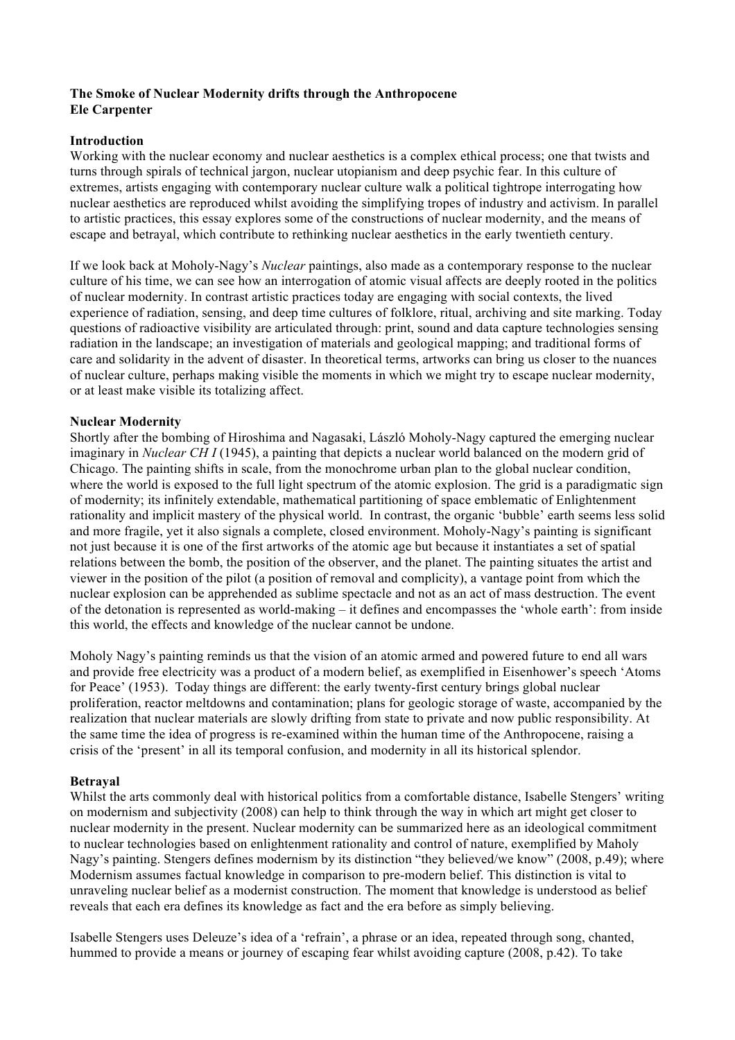**The Smoke of Nuclear Modernity drifts through the Anthropocene**
**Ele Carpenter**

**Introduction**

Working with the nuclear economy and nuclear aesthetics is a complex ethical process; one that twists and turns through spirals of technical jargon, nuclear utopianism and deep psychic fear. In this culture of extremes, artists engaging with contemporary nuclear culture walk a political tightrope interrogating how nuclear aesthetics are reproduced whilst avoiding the simplifying tropes of industry and activism. In parallel to artistic practices, this essay explores some of the constructions of nuclear modernity, and the means of escape and betrayal, which contribute to rethinking nuclear aesthetics in the early twentieth century.

If we look back at Moholy-Nagy's *Nuclear* paintings, also made as a contemporary response to the nuclear culture of his time, we can see how an interrogation of atomic visual affects are deeply rooted in the politics of nuclear modernity. In contrast artistic practices today are engaging with social contexts, the lived experience of radiation, sensing, and deep time cultures of folklore, ritual, archiving and site marking. Today questions of radioactive visibility are articulated through: print, sound and data capture technologies sensing radiation in the landscape; an investigation of materials and geological mapping; and traditional forms of care and solidarity in the advent of disaster. In theoretical terms, artworks can bring us closer to the nuances of nuclear culture, perhaps making visible the moments in which we might try to escape nuclear modernity, or at least make visible its totalizing affect.

**Nuclear Modernity**

Shortly after the bombing of Hiroshima and Nagasaki, László Moholy-Nagy captured the emerging nuclear imaginary in *Nuclear CH I* (1945), a painting that depicts a nuclear world balanced on the modern grid of Chicago. The painting shifts in scale, from the monochrome urban plan to the global nuclear condition, where the world is exposed to the full light spectrum of the atomic explosion. The grid is a paradigmatic sign of modernity; its infinitely extendable, mathematical partitioning of space emblematic of Enlightenment rationality and implicit mastery of the physical world. In contrast, the organic 'bubble' earth seems less solid and more fragile, yet it also signals a complete, closed environment. Moholy-Nagy's painting is significant not just because it is one of the first artworks of the atomic age but because it instantiates a set of spatial relations between the bomb, the position of the observer, and the planet. The painting situates the artist and viewer in the position of the pilot (a position of removal and complicity), a vantage point from which the nuclear explosion can be apprehended as sublime spectacle and not as an act of mass destruction. The event of the detonation is represented as world-making – it defines and encompasses the 'whole earth': from inside this world, the effects and knowledge of the nuclear cannot be undone.

Moholy Nagy's painting reminds us that the vision of an atomic armed and powered future to end all wars and provide free electricity was a product of a modern belief, as exemplified in Eisenhower's speech 'Atoms for Peace' (1953). Today things are different: the early twenty-first century brings global nuclear proliferation, reactor meltdowns and contamination; plans for geologic storage of waste, accompanied by the realization that nuclear materials are slowly drifting from state to private and now public responsibility. At the same time the idea of progress is re-examined within the human time of the Anthropocene, raising a crisis of the 'present' in all its temporal confusion, and modernity in all its historical splendor.

**Betrayal**

Whilst the arts commonly deal with historical politics from a comfortable distance, Isabelle Stengers' writing on modernism and subjectivity (2008) can help to think through the way in which art might get closer to nuclear modernity in the present. Nuclear modernity can be summarized here as an ideological commitment to nuclear technologies based on enlightenment rationality and control of nature, exemplified by Maholy Nagy's painting. Stengers defines modernism by its distinction "they believed/we know" (2008, p.49); where Modernism assumes factual knowledge in comparison to pre-modern belief. This distinction is vital to unraveling nuclear belief as a modernist construction. The moment that knowledge is understood as belief reveals that each era defines its knowledge as fact and the era before as simply believing.

Isabelle Stengers uses Deleuze's idea of a 'refrain', a phrase or an idea, repeated through song, chanted, hummed to provide a means or journey of escaping fear whilst avoiding capture (2008, p.42). To take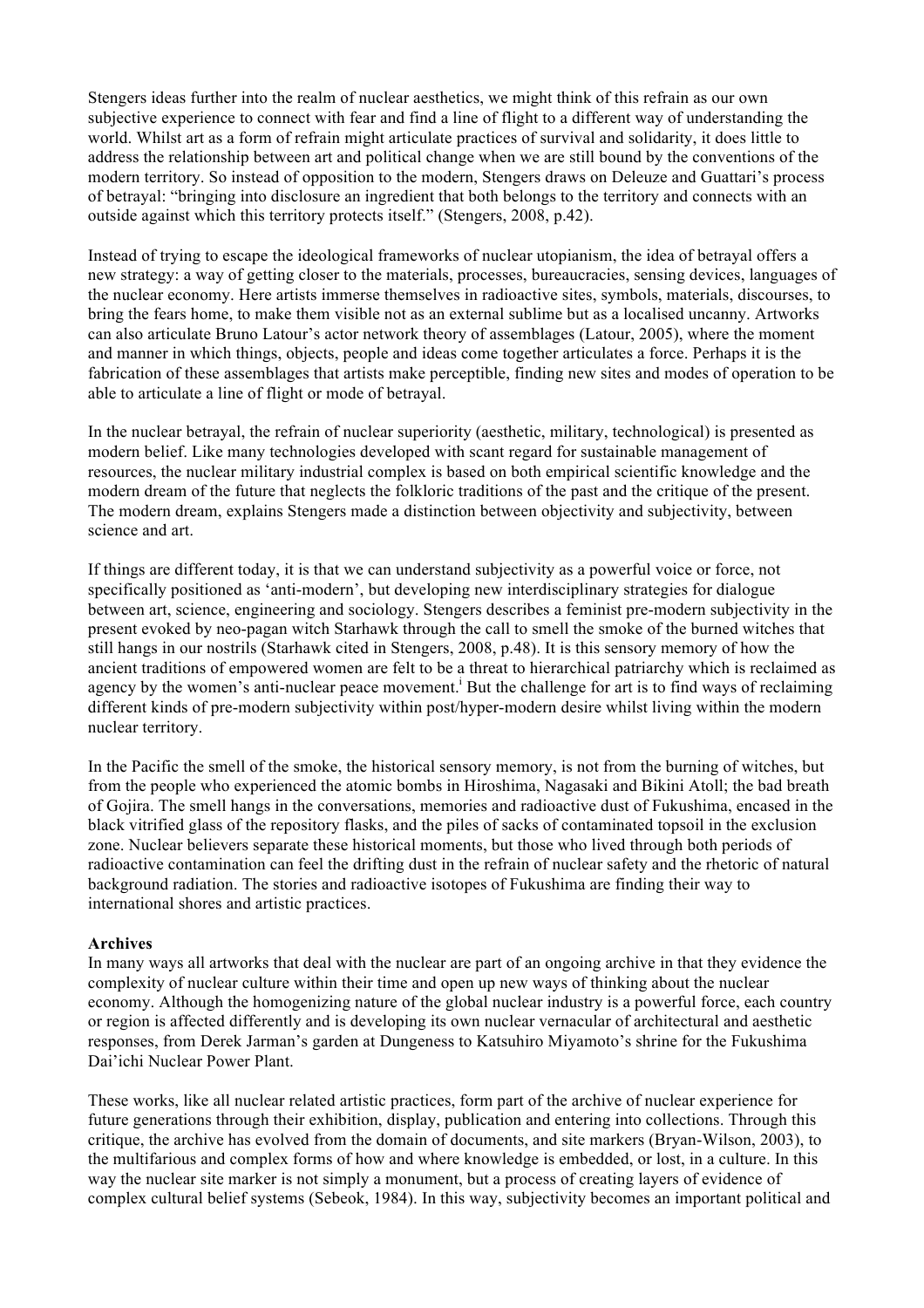Stengers ideas further into the realm of nuclear aesthetics, we might think of this refrain as our own subjective experience to connect with fear and find a line of flight to a different way of understanding the world. Whilst art as a form of refrain might articulate practices of survival and solidarity, it does little to address the relationship between art and political change when we are still bound by the conventions of the modern territory. So instead of opposition to the modern, Stengers draws on Deleuze and Guattari's process of betrayal: "bringing into disclosure an ingredient that both belongs to the territory and connects with an outside against which this territory protects itself." (Stengers, 2008, p.42).

Instead of trying to escape the ideological frameworks of nuclear utopianism, the idea of betrayal offers a new strategy: a way of getting closer to the materials, processes, bureaucracies, sensing devices, languages of the nuclear economy. Here artists immerse themselves in radioactive sites, symbols, materials, discourses, to bring the fears home, to make them visible not as an external sublime but as a localised uncanny. Artworks can also articulate Bruno Latour's actor network theory of assemblages (Latour, 2005), where the moment and manner in which things, objects, people and ideas come together articulates a force. Perhaps it is the fabrication of these assemblages that artists make perceptible, finding new sites and modes of operation to be able to articulate a line of flight or mode of betrayal.

In the nuclear betrayal, the refrain of nuclear superiority (aesthetic, military, technological) is presented as modern belief. Like many technologies developed with scant regard for sustainable management of resources, the nuclear military industrial complex is based on both empirical scientific knowledge and the modern dream of the future that neglects the folkloric traditions of the past and the critique of the present. The modern dream, explains Stengers made a distinction between objectivity and subjectivity, between science and art.

If things are different today, it is that we can understand subjectivity as a powerful voice or force, not specifically positioned as 'anti-modern', but developing new interdisciplinary strategies for dialogue between art, science, engineering and sociology. Stengers describes a feminist pre-modern subjectivity in the present evoked by neo-pagan witch Starhawk through the call to smell the smoke of the burned witches that still hangs in our nostrils (Starhawk cited in Stengers, 2008, p.48). It is this sensory memory of how the ancient traditions of empowered women are felt to be a threat to hierarchical patriarchy which is reclaimed as agency by the women's anti-nuclear peace movement.[i] But the challenge for art is to find ways of reclaiming different kinds of pre-modern subjectivity within post/hyper-modern desire whilst living within the modern nuclear territory.

In the Pacific the smell of the smoke, the historical sensory memory, is not from the burning of witches, but from the people who experienced the atomic bombs in Hiroshima, Nagasaki and Bikini Atoll; the bad breath of Gojira. The smell hangs in the conversations, memories and radioactive dust of Fukushima, encased in the black vitrified glass of the repository flasks, and the piles of sacks of contaminated topsoil in the exclusion zone. Nuclear believers separate these historical moments, but those who lived through both periods of radioactive contamination can feel the drifting dust in the refrain of nuclear safety and the rhetoric of natural background radiation. The stories and radioactive isotopes of Fukushima are finding their way to international shores and artistic practices.

**Archives**

In many ways all artworks that deal with the nuclear are part of an ongoing archive in that they evidence the complexity of nuclear culture within their time and open up new ways of thinking about the nuclear economy. Although the homogenizing nature of the global nuclear industry is a powerful force, each country or region is affected differently and is developing its own nuclear vernacular of architectural and aesthetic responses, from Derek Jarman's garden at Dungeness to Katsuhiro Miyamoto's shrine for the Fukushima Dai'ichi Nuclear Power Plant.

These works, like all nuclear related artistic practices, form part of the archive of nuclear experience for future generations through their exhibition, display, publication and entering into collections. Through this critique, the archive has evolved from the domain of documents, and site markers (Bryan-Wilson, 2003), to the multifarious and complex forms of how and where knowledge is embedded, or lost, in a culture. In this way the nuclear site marker is not simply a monument, but a process of creating layers of evidence of complex cultural belief systems (Sebeok, 1984). In this way, subjectivity becomes an important political and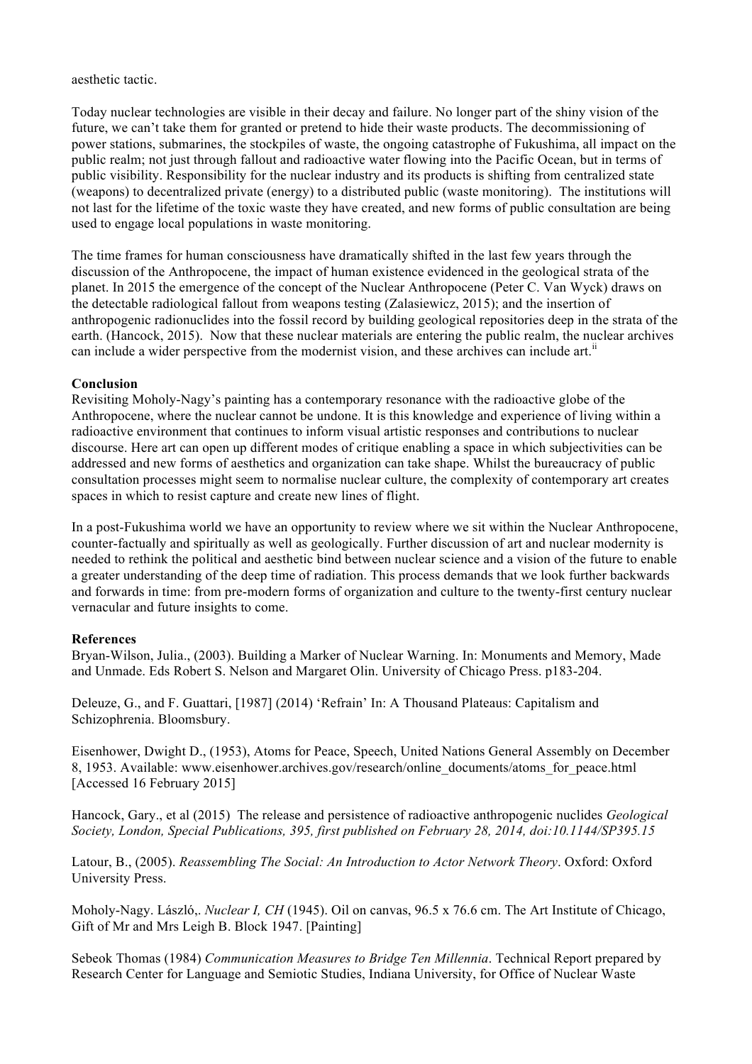aesthetic tactic.

Today nuclear technologies are visible in their decay and failure. No longer part of the shiny vision of the future, we can't take them for granted or pretend to hide their waste products. The decommissioning of power stations, submarines, the stockpiles of waste, the ongoing catastrophe of Fukushima, all impact on the public realm; not just through fallout and radioactive water flowing into the Pacific Ocean, but in terms of public visibility. Responsibility for the nuclear industry and its products is shifting from centralized state (weapons) to decentralized private (energy) to a distributed public (waste monitoring). The institutions will not last for the lifetime of the toxic waste they have created, and new forms of public consultation are being used to engage local populations in waste monitoring.

The time frames for human consciousness have dramatically shifted in the last few years through the discussion of the Anthropocene, the impact of human existence evidenced in the geological strata of the planet. In 2015 the emergence of the concept of the Nuclear Anthropocene (Peter C. Van Wyck) draws on the detectable radiological fallout from weapons testing (Zalasiewicz, 2015); and the insertion of anthropogenic radionuclides into the fossil record by building geological repositories deep in the strata of the earth. (Hancock, 2015). Now that these nuclear materials are entering the public realm, the nuclear archives can include a wider perspective from the modernist vision, and these archives can include art.[ii]

**Conclusion**

Revisiting Moholy-Nagy's painting has a contemporary resonance with the radioactive globe of the Anthropocene, where the nuclear cannot be undone. It is this knowledge and experience of living within a radioactive environment that continues to inform visual artistic responses and contributions to nuclear discourse. Here art can open up different modes of critique enabling a space in which subjectivities can be addressed and new forms of aesthetics and organization can take shape. Whilst the bureaucracy of public consultation processes might seem to normalise nuclear culture, the complexity of contemporary art creates spaces in which to resist capture and create new lines of flight.

In a post-Fukushima world we have an opportunity to review where we sit within the Nuclear Anthropocene, counter-factually and spiritually as well as geologically. Further discussion of art and nuclear modernity is needed to rethink the political and aesthetic bind between nuclear science and a vision of the future to enable a greater understanding of the deep time of radiation. This process demands that we look further backwards and forwards in time: from pre-modern forms of organization and culture to the twenty-first century nuclear vernacular and future insights to come.

**References**

Bryan-Wilson, Julia., (2003). Building a Marker of Nuclear Warning. In: Monuments and Memory, Made and Unmade. Eds Robert S. Nelson and Margaret Olin. University of Chicago Press. p183-204.

Deleuze, G., and F. Guattari, [1987] (2014) 'Refrain' In: A Thousand Plateaus: Capitalism and Schizophrenia. Bloomsbury.

Eisenhower, Dwight D., (1953), Atoms for Peace, Speech, United Nations General Assembly on December 8, 1953. Available: www.eisenhower.archives.gov/research/online_documents/atoms_for_peace.html [Accessed 16 February 2015]

Hancock, Gary., et al (2015) The release and persistence of radioactive anthropogenic nuclides *Geological Society, London, Special Publications, 395, first published on February 28, 2014, doi:10.1144/SP395.15*

Latour, B., (2005). *Reassembling The Social: An Introduction to Actor Network Theory*. Oxford: Oxford University Press.

Moholy-Nagy. László,. *Nuclear I, CH* (1945). Oil on canvas, 96.5 x 76.6 cm. The Art Institute of Chicago, Gift of Mr and Mrs Leigh B. Block 1947. [Painting]

Sebeok Thomas (1984) *Communication Measures to Bridge Ten Millennia*. Technical Report prepared by Research Center for Language and Semiotic Studies, Indiana University, for Office of Nuclear Waste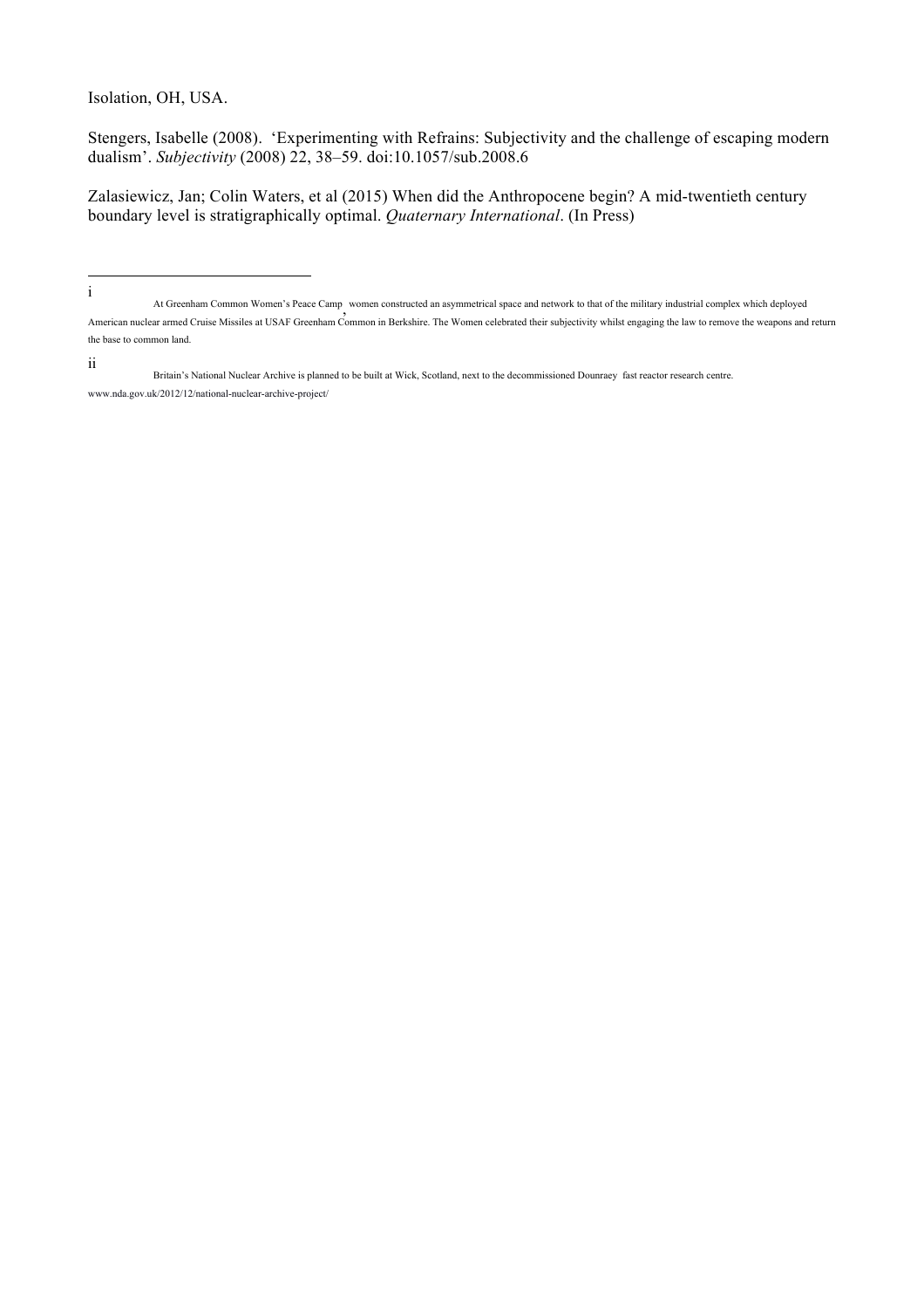Isolation, OH, USA.

Stengers, Isabelle (2008). 'Experimenting with Refrains: Subjectivity and the challenge of escaping modern dualism'. *Subjectivity* (2008) 22, 38–59. doi:10.1057/sub.2008.6

Zalasiewicz, Jan; Colin Waters, et al (2015) When did the Anthropocene begin? A mid-twentieth century boundary level is stratigraphically optimal. *Quaternary International*. (In Press)

---

i At Greenham Common Women's Peace Camp, women constructed an asymmetrical space and network to that of the military industrial complex which deployed American nuclear armed Cruise Missiles at USAF Greenham Common in Berkshire. The Women celebrated their subjectivity whilst engaging the law to remove the weapons and return the base to common land.

ii Britain's National Nuclear Archive is planned to be built at Wick, Scotland, next to the decommissioned Dounraey fast reactor research centre. www.nda.gov.uk/2012/12/national-nuclear-archive-project/